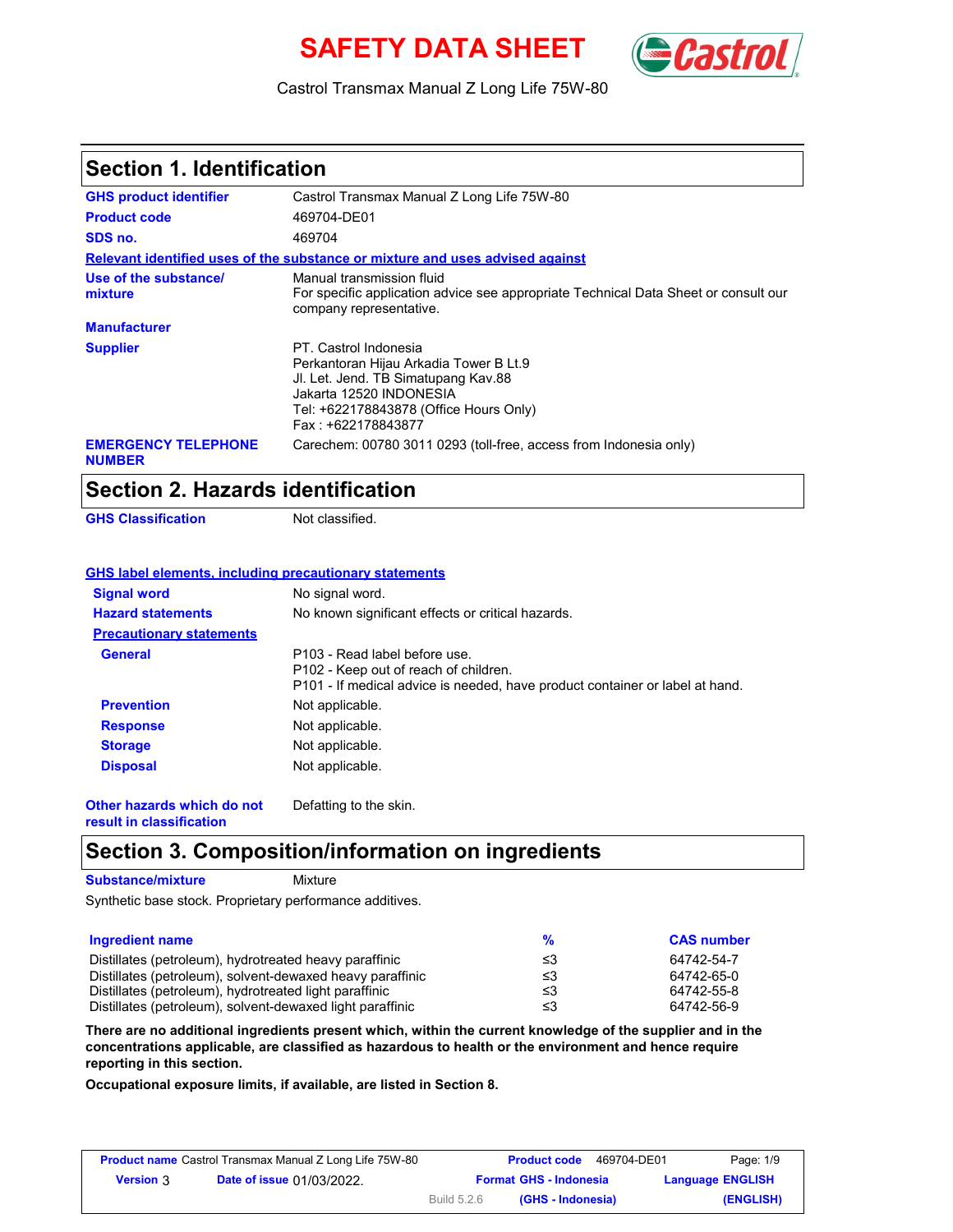# SAFETY DATA SHEET

Castrol Transmax Manual Z Long Life 75W-80

## Section 1. Identification

| | |
|---|---|
| **GHS product identifier** | Castrol Transmax Manual Z Long Life 75W-80 |
| **Product code** | 469704-DE01 |
| **SDS no.** | 469704 |

**Relevant identified uses of the substance or mixture and uses advised against**

| | |
|---|---|
| **Use of the substance/ mixture** | Manual transmission fluid<br>For specific application advice see appropriate Technical Data Sheet or consult our company representative. |
| **Manufacturer** | |
| **Supplier** | PT. Castrol Indonesia<br>Perkantoran Hijau Arkadia Tower B Lt.9<br>Jl. Let. Jend. TB Simatupang Kav.88<br>Jakarta 12520 INDONESIA<br>Tel: +622178843878 (Office Hours Only)<br>Fax : +622178843877 |
| **EMERGENCY TELEPHONE NUMBER** | Carechem: 00780 3011 0293 (toll-free, access from Indonesia only) |

## Section 2. Hazards identification

**GHS Classification** Not classified.

**GHS label elements, including precautionary statements**

| | |
|---|---|
| **Signal word** | No signal word. |
| **Hazard statements** | No known significant effects or critical hazards. |

**Precautionary statements**

| | |
|---|---|
| **General** | P103 - Read label before use.<br>P102 - Keep out of reach of children.<br>P101 - If medical advice is needed, have product container or label at hand. |
| **Prevention** | Not applicable. |
| **Response** | Not applicable. |
| **Storage** | Not applicable. |
| **Disposal** | Not applicable. |

**Other hazards which do not result in classification** Defatting to the skin.

## Section 3. Composition/information on ingredients

**Substance/mixture** Mixture

Synthetic base stock. Proprietary performance additives.

| Ingredient name | % | CAS number |
|---|---|---|
| Distillates (petroleum), hydrotreated heavy paraffinic | ≤3 | 64742-54-7 |
| Distillates (petroleum), solvent-dewaxed heavy paraffinic | ≤3 | 64742-65-0 |
| Distillates (petroleum), hydrotreated light paraffinic | ≤3 | 64742-55-8 |
| Distillates (petroleum), solvent-dewaxed light paraffinic | ≤3 | 64742-56-9 |

**There are no additional ingredients present which, within the current knowledge of the supplier and in the concentrations applicable, are classified as hazardous to health or the environment and hence require reporting in this section.**

**Occupational exposure limits, if available, are listed in Section 8.**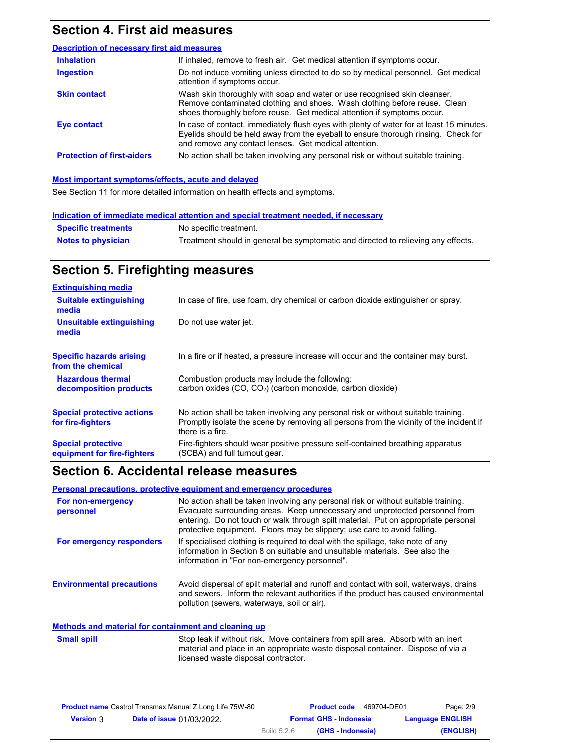## Section 4. First aid measures

### Description of necessary first aid measures

| | |
|---|---|
| **Inhalation** | If inhaled, remove to fresh air. Get medical attention if symptoms occur. |
| **Ingestion** | Do not induce vomiting unless directed to do so by medical personnel. Get medical attention if symptoms occur. |
| **Skin contact** | Wash skin thoroughly with soap and water or use recognised skin cleanser. Remove contaminated clothing and shoes. Wash clothing before reuse. Clean shoes thoroughly before reuse. Get medical attention if symptoms occur. |
| **Eye contact** | In case of contact, immediately flush eyes with plenty of water for at least 15 minutes. Eyelids should be held away from the eyeball to ensure thorough rinsing. Check for and remove any contact lenses. Get medical attention. |
| **Protection of first-aiders** | No action shall be taken involving any personal risk or without suitable training. |

### Most important symptoms/effects, acute and delayed

See Section 11 for more detailed information on health effects and symptoms.

### Indication of immediate medical attention and special treatment needed, if necessary

| | |
|---|---|
| **Specific treatments** | No specific treatment. |
| **Notes to physician** | Treatment should in general be symptomatic and directed to relieving any effects. |

## Section 5. Firefighting measures

### Extinguishing media

| | |
|---|---|
| **Suitable extinguishing media** | In case of fire, use foam, dry chemical or carbon dioxide extinguisher or spray. |
| **Unsuitable extinguishing media** | Do not use water jet. |
| **Specific hazards arising from the chemical** | In a fire or if heated, a pressure increase will occur and the container may burst. |
| **Hazardous thermal decomposition products** | Combustion products may include the following: carbon oxides ($CO$, $CO_2$) (carbon monoxide, carbon dioxide) |
| **Special protective actions for fire-fighters** | No action shall be taken involving any personal risk or without suitable training. Promptly isolate the scene by removing all persons from the vicinity of the incident if there is a fire. |
| **Special protective equipment for fire-fighters** | Fire-fighters should wear positive pressure self-contained breathing apparatus (SCBA) and full turnout gear. |

## Section 6. Accidental release measures

### Personal precautions, protective equipment and emergency procedures

| | |
|---|---|
| **For non-emergency personnel** | No action shall be taken involving any personal risk or without suitable training. Evacuate surrounding areas. Keep unnecessary and unprotected personnel from entering. Do not touch or walk through spilt material. Put on appropriate personal protective equipment. Floors may be slippery; use care to avoid falling. |
| **For emergency responders** | If specialised clothing is required to deal with the spillage, take note of any information in Section 8 on suitable and unsuitable materials. See also the information in "For non-emergency personnel". |
| **Environmental precautions** | Avoid dispersal of spilt material and runoff and contact with soil, waterways, drains and sewers. Inform the relevant authorities if the product has caused environmental pollution (sewers, waterways, soil or air). |

### Methods and material for containment and cleaning up

| | |
|---|---|
| **Small spill** | Stop leak if without risk. Move containers from spill area. Absorb with an inert material and place in an appropriate waste disposal container. Dispose of via a licensed waste disposal contractor. |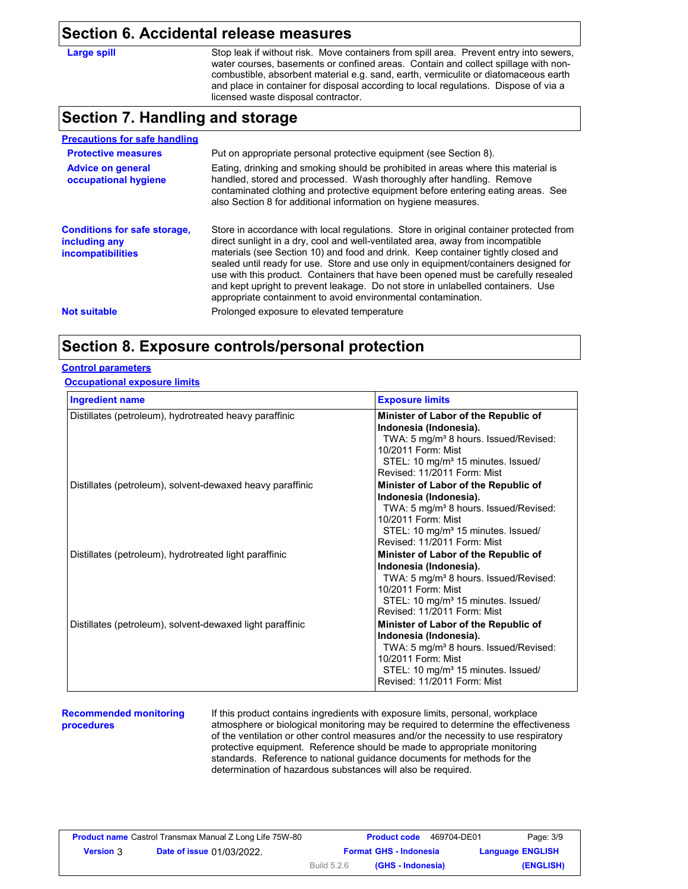## Section 6. Accidental release measures

**Large spill**

Stop leak if without risk. Move containers from spill area. Prevent entry into sewers, water courses, basements or confined areas. Contain and collect spillage with non-combustible, absorbent material e.g. sand, earth, vermiculite or diatomaceous earth and place in container for disposal according to local regulations. Dispose of via a licensed waste disposal contractor.

## Section 7. Handling and storage

**Precautions for safe handling**

**Protective measures**

Put on appropriate personal protective equipment (see Section 8).

**Advice on general occupational hygiene**

Eating, drinking and smoking should be prohibited in areas where this material is handled, stored and processed. Wash thoroughly after handling. Remove contaminated clothing and protective equipment before entering eating areas. See also Section 8 for additional information on hygiene measures.

**Conditions for safe storage, including any incompatibilities**

Store in accordance with local regulations. Store in original container protected from direct sunlight in a dry, cool and well-ventilated area, away from incompatible materials (see Section 10) and food and drink. Keep container tightly closed and sealed until ready for use. Store and use only in equipment/containers designed for use with this product. Containers that have been opened must be carefully resealed and kept upright to prevent leakage. Do not store in unlabelled containers. Use appropriate containment to avoid environmental contamination.

**Not suitable**

Prolonged exposure to elevated temperature

## Section 8. Exposure controls/personal protection

**Control parameters**

**Occupational exposure limits**

| Ingredient name | Exposure limits |
| --- | --- |
| Distillates (petroleum), hydrotreated heavy paraffinic | **Minister of Labor of the Republic of Indonesia (Indonesia).** TWA: 5 mg/m³ 8 hours. Issued/Revised: 10/2011 Form: Mist STEL: 10 mg/m³ 15 minutes. Issued/Revised: 11/2011 Form: Mist |
| Distillates (petroleum), solvent-dewaxed heavy paraffinic | **Minister of Labor of the Republic of Indonesia (Indonesia).** TWA: 5 mg/m³ 8 hours. Issued/Revised: 10/2011 Form: Mist STEL: 10 mg/m³ 15 minutes. Issued/Revised: 11/2011 Form: Mist |
| Distillates (petroleum), hydrotreated light paraffinic | **Minister of Labor of the Republic of Indonesia (Indonesia).** TWA: 5 mg/m³ 8 hours. Issued/Revised: 10/2011 Form: Mist STEL: 10 mg/m³ 15 minutes. Issued/Revised: 11/2011 Form: Mist |
| Distillates (petroleum), solvent-dewaxed light paraffinic | **Minister of Labor of the Republic of Indonesia (Indonesia).** TWA: 5 mg/m³ 8 hours. Issued/Revised: 10/2011 Form: Mist STEL: 10 mg/m³ 15 minutes. Issued/Revised: 11/2011 Form: Mist |

**Recommended monitoring procedures**

If this product contains ingredients with exposure limits, personal, workplace atmosphere or biological monitoring may be required to determine the effectiveness of the ventilation or other control measures and/or the necessity to use respiratory protective equipment. Reference should be made to appropriate monitoring standards. Reference to national guidance documents for methods for the determination of hazardous substances will also be required.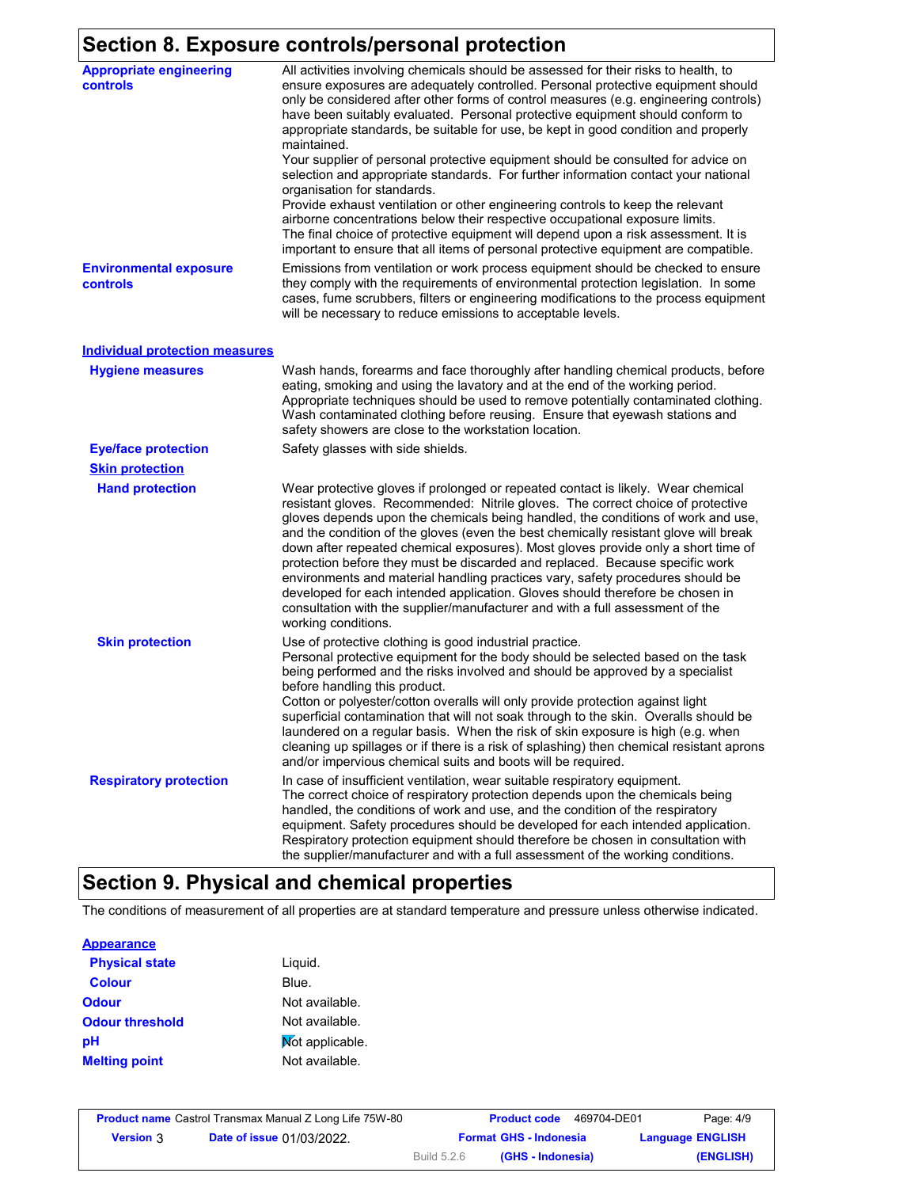## Section 8. Exposure controls/personal protection

**Appropriate engineering controls**

All activities involving chemicals should be assessed for their risks to health, to ensure exposures are adequately controlled. Personal protective equipment should only be considered after other forms of control measures (e.g. engineering controls) have been suitably evaluated. Personal protective equipment should conform to appropriate standards, be suitable for use, be kept in good condition and properly maintained.
Your supplier of personal protective equipment should be consulted for advice on selection and appropriate standards. For further information contact your national organisation for standards.
Provide exhaust ventilation or other engineering controls to keep the relevant airborne concentrations below their respective occupational exposure limits.
The final choice of protective equipment will depend upon a risk assessment. It is important to ensure that all items of personal protective equipment are compatible.

**Environmental exposure controls**

Emissions from ventilation or work process equipment should be checked to ensure they comply with the requirements of environmental protection legislation. In some cases, fume scrubbers, filters or engineering modifications to the process equipment will be necessary to reduce emissions to acceptable levels.

### Individual protection measures

**Hygiene measures**

Wash hands, forearms and face thoroughly after handling chemical products, before eating, smoking and using the lavatory and at the end of the working period. Appropriate techniques should be used to remove potentially contaminated clothing. Wash contaminated clothing before reusing. Ensure that eyewash stations and safety showers are close to the workstation location.

**Eye/face protection**

Safety glasses with side shields.

**Skin protection**

**Hand protection**

Wear protective gloves if prolonged or repeated contact is likely. Wear chemical resistant gloves. Recommended: Nitrile gloves. The correct choice of protective gloves depends upon the chemicals being handled, the conditions of work and use, and the condition of the gloves (even the best chemically resistant glove will break down after repeated chemical exposures). Most gloves provide only a short time of protection before they must be discarded and replaced. Because specific work environments and material handling practices vary, safety procedures should be developed for each intended application. Gloves should therefore be chosen in consultation with the supplier/manufacturer and with a full assessment of the working conditions.

**Skin protection**

Use of protective clothing is good industrial practice.
Personal protective equipment for the body should be selected based on the task being performed and the risks involved and should be approved by a specialist before handling this product.
Cotton or polyester/cotton overalls will only provide protection against light superficial contamination that will not soak through to the skin. Overalls should be laundered on a regular basis. When the risk of skin exposure is high (e.g. when cleaning up spillages or if there is a risk of splashing) then chemical resistant aprons and/or impervious chemical suits and boots will be required.

**Respiratory protection**

In case of insufficient ventilation, wear suitable respiratory equipment.
The correct choice of respiratory protection depends upon the chemicals being handled, the conditions of work and use, and the condition of the respiratory equipment. Safety procedures should be developed for each intended application. Respiratory protection equipment should therefore be chosen in consultation with the supplier/manufacturer and with a full assessment of the working conditions.

## Section 9. Physical and chemical properties

The conditions of measurement of all properties are at standard temperature and pressure unless otherwise indicated.

### Appearance

| | |
|---|---|
| **Physical state** | Liquid. |
| **Colour** | Blue. |
| **Odour** | Not available. |
| **Odour threshold** | Not available. |
| **pH** | Not applicable. |
| **Melting point** | Not available. |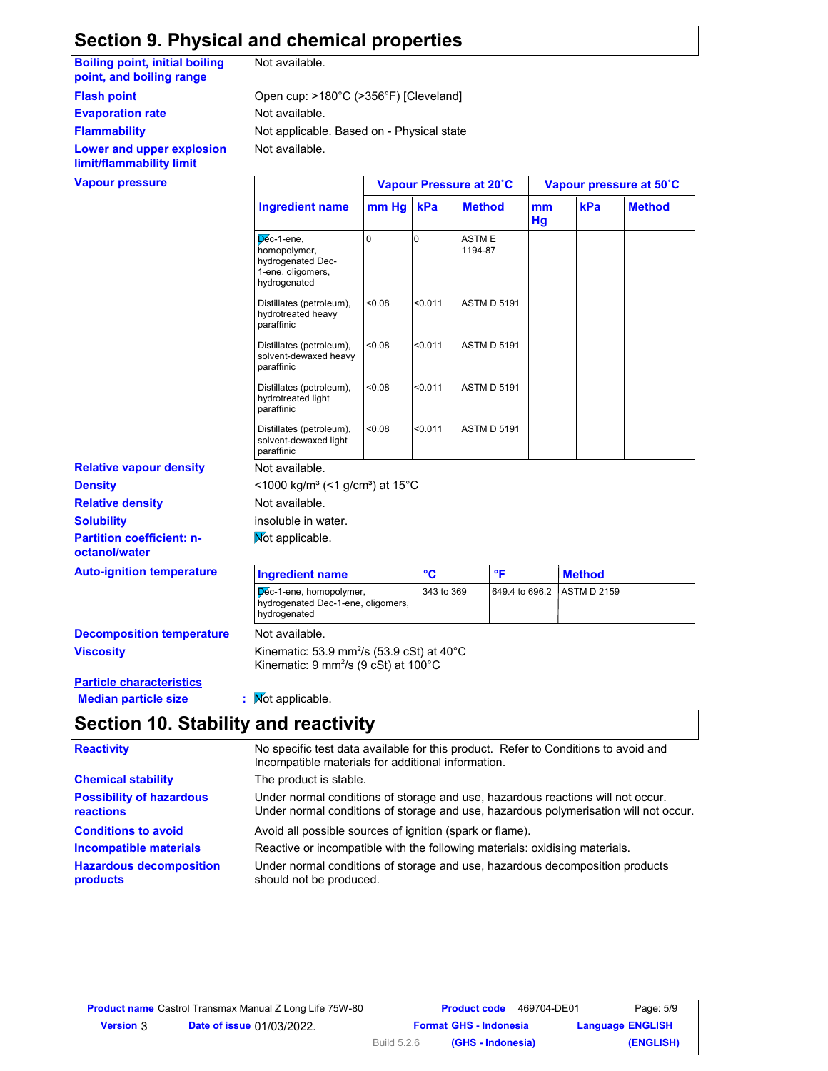## Section 9. Physical and chemical properties

**Boiling point, initial boiling point, and boiling range**: Not available.

**Flash point**: Open cup: >180°C (>356°F) [Cleveland]

**Evaporation rate**: Not available.

**Flammability**: Not applicable. Based on - Physical state

**Lower and upper explosion limit/flammability limit**: Not available.

**Vapour pressure**

| | Vapour Pressure at 20˚C | | | Vapour pressure at 50˚C | | |
|---|---|---|---|---|---|---|
| **Ingredient name** | **mm Hg** | **kPa** | **Method** | **mm Hg** | **kPa** | **Method** |
| Dec-1-ene, homopolymer, hydrogenated Dec-1-ene, oligomers, hydrogenated | 0 | 0 | ASTM E 1194-87 | | | |
| Distillates (petroleum), hydrotreated heavy paraffinic | <0.08 | <0.011 | ASTM D 5191 | | | |
| Distillates (petroleum), solvent-dewaxed heavy paraffinic | <0.08 | <0.011 | ASTM D 5191 | | | |
| Distillates (petroleum), hydrotreated light paraffinic | <0.08 | <0.011 | ASTM D 5191 | | | |
| Distillates (petroleum), solvent-dewaxed light paraffinic | <0.08 | <0.011 | ASTM D 5191 | | | |

**Relative vapour density**: Not available.

**Density**: <1000 kg/m³ (<1 g/cm³) at 15°C

**Relative density**: Not available.

**Solubility**: insoluble in water.

**Partition coefficient: n-octanol/water**: Not applicable.

**Auto-ignition temperature**

| Ingredient name | °C | °F | Method |
|---|---|---|---|
| Dec-1-ene, homopolymer, hydrogenated Dec-1-ene, oligomers, hydrogenated | 343 to 369 | 649.4 to 696.2 | ASTM D 2159 |

**Decomposition temperature**: Not available.

**Viscosity**: Kinematic: 53.9 mm²/s (53.9 cSt) at 40°C
Kinematic: 9 mm²/s (9 cSt) at 100°C

**Particle characteristics**

**Median particle size**: Not applicable.

## Section 10. Stability and reactivity

**Reactivity**: No specific test data available for this product. Refer to Conditions to avoid and Incompatible materials for additional information.

**Chemical stability**: The product is stable.

**Possibility of hazardous reactions**: Under normal conditions of storage and use, hazardous reactions will not occur.
Under normal conditions of storage and use, hazardous polymerisation will not occur.

**Conditions to avoid**: Avoid all possible sources of ignition (spark or flame).

**Incompatible materials**: Reactive or incompatible with the following materials: oxidising materials.

**Hazardous decomposition products**: Under normal conditions of storage and use, hazardous decomposition products should not be produced.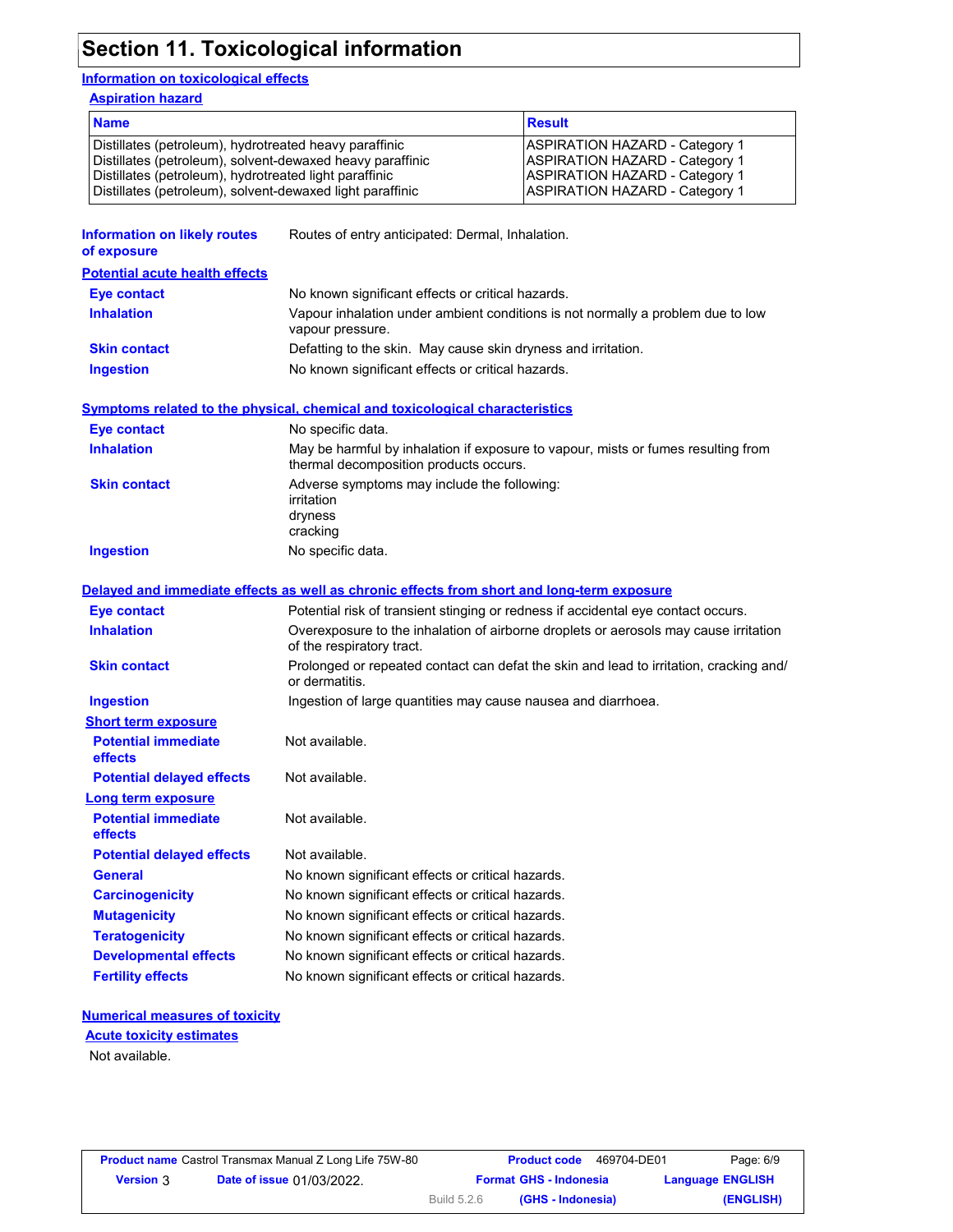# Section 11. Toxicological information

## Information on toxicological effects

### Aspiration hazard

| Name | Result |
|---|---|
| Distillates (petroleum), hydrotreated heavy paraffinic | ASPIRATION HAZARD - Category 1 |
| Distillates (petroleum), solvent-dewaxed heavy paraffinic | ASPIRATION HAZARD - Category 1 |
| Distillates (petroleum), hydrotreated light paraffinic | ASPIRATION HAZARD - Category 1 |
| Distillates (petroleum), solvent-dewaxed light paraffinic | ASPIRATION HAZARD - Category 1 |

**Information on likely routes of exposure**: Routes of entry anticipated: Dermal, Inhalation.

### Potential acute health effects

**Eye contact**: No known significant effects or critical hazards.

**Inhalation**: Vapour inhalation under ambient conditions is not normally a problem due to low vapour pressure.

**Skin contact**: Defatting to the skin. May cause skin dryness and irritation.

**Ingestion**: No known significant effects or critical hazards.

### Symptoms related to the physical, chemical and toxicological characteristics

**Eye contact**: No specific data.

**Inhalation**: May be harmful by inhalation if exposure to vapour, mists or fumes resulting from thermal decomposition products occurs.

**Skin contact**: Adverse symptoms may include the following:
irritation
dryness
cracking

**Ingestion**: No specific data.

### Delayed and immediate effects as well as chronic effects from short and long-term exposure

**Eye contact**: Potential risk of transient stinging or redness if accidental eye contact occurs.

**Inhalation**: Overexposure to the inhalation of airborne droplets or aerosols may cause irritation of the respiratory tract.

**Skin contact**: Prolonged or repeated contact can defat the skin and lead to irritation, cracking and/ or dermatitis.

**Ingestion**: Ingestion of large quantities may cause nausea and diarrhoea.

#### Short term exposure

**Potential immediate effects**: Not available.

**Potential delayed effects**: Not available.

#### Long term exposure

**Potential immediate effects**: Not available.

**Potential delayed effects**: Not available.

**General**: No known significant effects or critical hazards.

**Carcinogenicity**: No known significant effects or critical hazards.

**Mutagenicity**: No known significant effects or critical hazards.

**Teratogenicity**: No known significant effects or critical hazards.

**Developmental effects**: No known significant effects or critical hazards.

**Fertility effects**: No known significant effects or critical hazards.

### Numerical measures of toxicity

#### Acute toxicity estimates

Not available.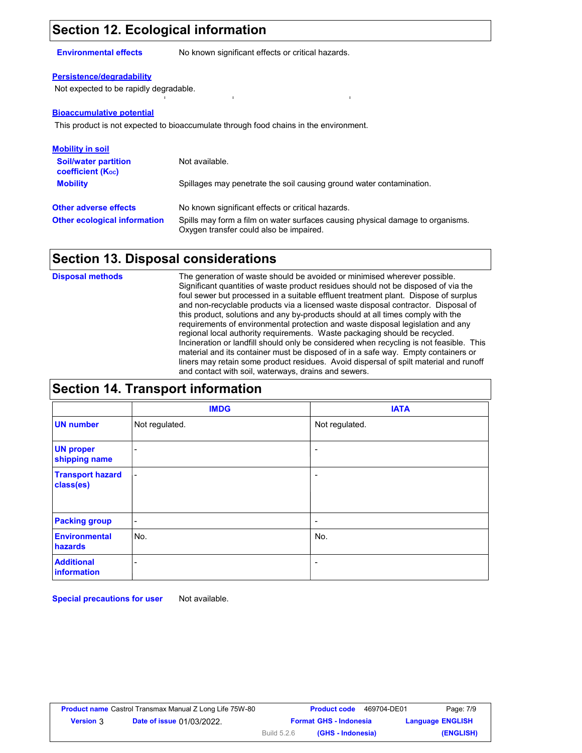## Section 12. Ecological information

**Environmental effects** No known significant effects or critical hazards.

**Persistence/degradability**

Not expected to be rapidly degradable.

**Bioaccumulative potential**

This product is not expected to bioaccumulate through food chains in the environment.

**Mobility in soil**

**Soil/water partition coefficient ($K_{OC}$)** Not available.

**Mobility** Spillages may penetrate the soil causing ground water contamination.

**Other adverse effects** No known significant effects or critical hazards.

**Other ecological information** Spills may form a film on water surfaces causing physical damage to organisms. Oxygen transfer could also be impaired.

## Section 13. Disposal considerations

**Disposal methods** The generation of waste should be avoided or minimised wherever possible. Significant quantities of waste product residues should not be disposed of via the foul sewer but processed in a suitable effluent treatment plant. Dispose of surplus and non-recyclable products via a licensed waste disposal contractor. Disposal of this product, solutions and any by-products should at all times comply with the requirements of environmental protection and waste disposal legislation and any regional local authority requirements. Waste packaging should be recycled. Incineration or landfill should only be considered when recycling is not feasible. This material and its container must be disposed of in a safe way. Empty containers or liners may retain some product residues. Avoid dispersal of spilt material and runoff and contact with soil, waterways, drains and sewers.

## Section 14. Transport information

| | IMDG | IATA |
|---|---|---|
| UN number | Not regulated. | Not regulated. |
| UN proper shipping name | - | - |
| Transport hazard class(es) | - | - |
| Packing group | - | - |
| Environmental hazards | No. | No. |
| Additional information | - | - |

**Special precautions for user** Not available.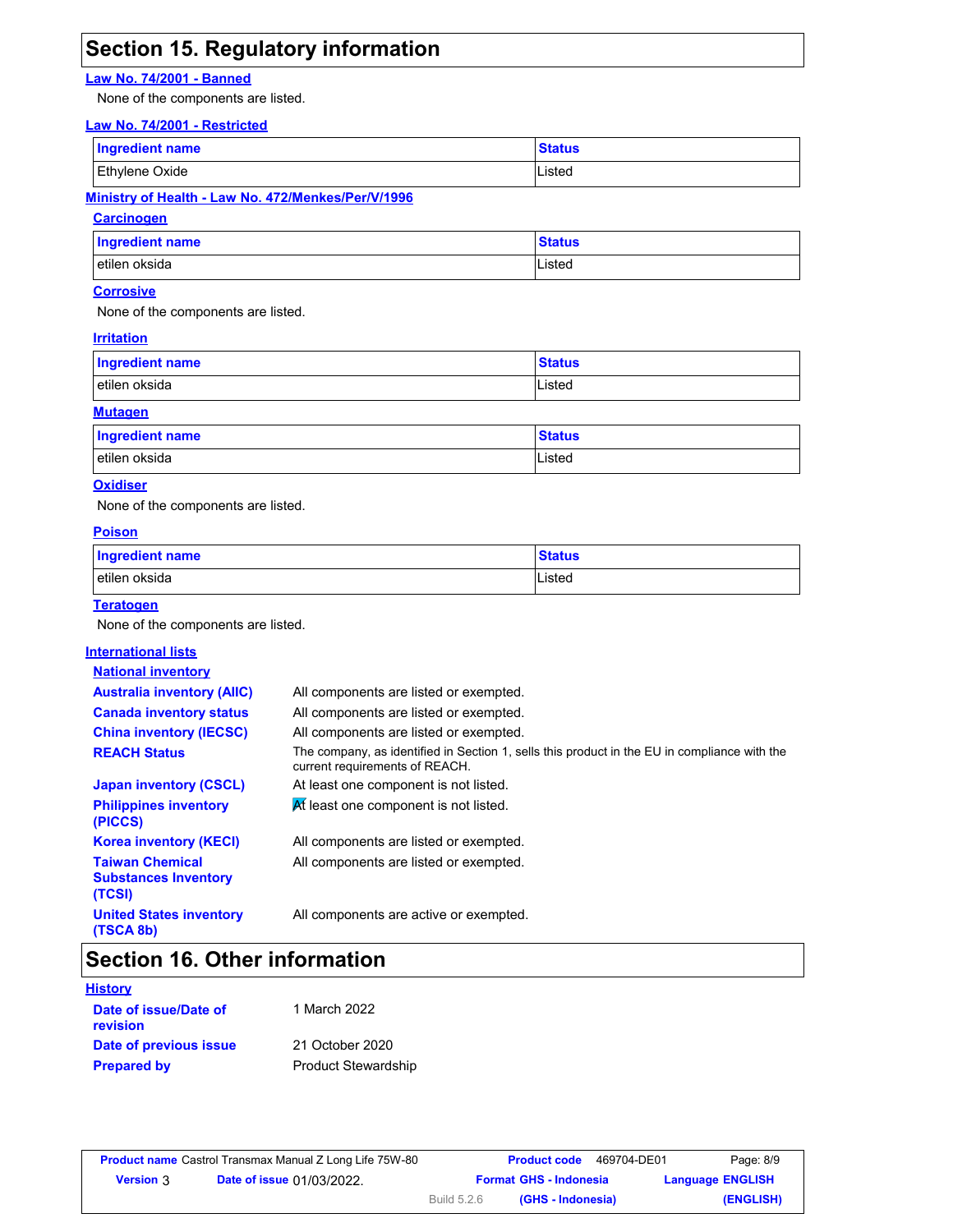## Section 15. Regulatory information

**Law No. 74/2001 - Banned**

None of the components are listed.

**Law No. 74/2001 - Restricted**

| Ingredient name | Status |
|---|---|
| Ethylene Oxide | Listed |

**Ministry of Health - Law No. 472/Menkes/Per/V/1996**

**Carcinogen**

| Ingredient name | Status |
|---|---|
| etilen oksida | Listed |

**Corrosive**

None of the components are listed.

**Irritation**

| Ingredient name | Status |
|---|---|
| etilen oksida | Listed |

**Mutagen**

| Ingredient name | Status |
|---|---|
| etilen oksida | Listed |

**Oxidiser**

None of the components are listed.

**Poison**

| Ingredient name | Status |
|---|---|
| etilen oksida | Listed |

**Teratogen**

None of the components are listed.

**International lists**

**National inventory**

**Australia inventory (AIIC)**: All components are listed or exempted.

**Canada inventory status**: All components are listed or exempted.

**China inventory (IECSC)**: All components are listed or exempted.

**REACH Status**: The company, as identified in Section 1, sells this product in the EU in compliance with the current requirements of REACH.

**Japan inventory (CSCL)**: At least one component is not listed.

**Philippines inventory (PICCS)**: At least one component is not listed.

**Korea inventory (KECI)**: All components are listed or exempted.

**Taiwan Chemical Substances Inventory (TCSI)**: All components are listed or exempted.

**United States inventory (TSCA 8b)**: All components are active or exempted.

## Section 16. Other information

**History**

**Date of issue/Date of revision**: 1 March 2022

**Date of previous issue**: 21 October 2020

**Prepared by**: Product Stewardship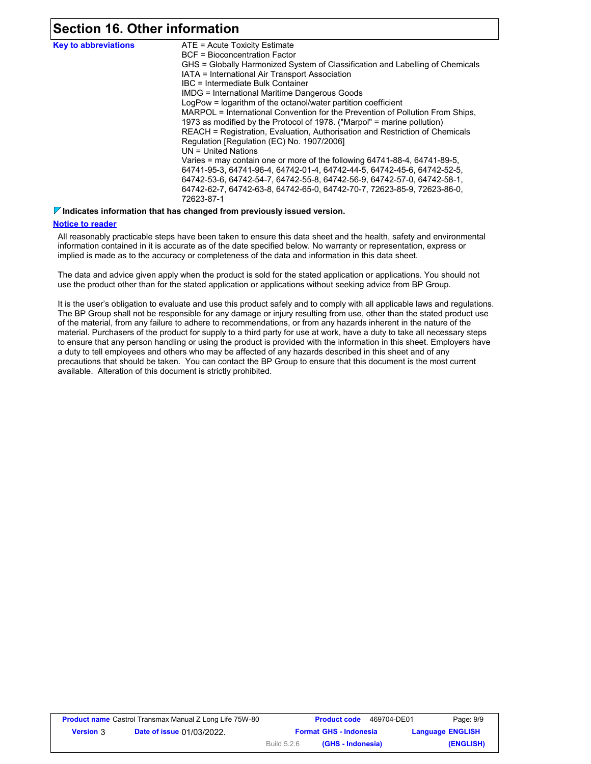## Section 16. Other information

**Key to abbreviations**

ATE = Acute Toxicity Estimate
BCF = Bioconcentration Factor
GHS = Globally Harmonized System of Classification and Labelling of Chemicals
IATA = International Air Transport Association
IBC = Intermediate Bulk Container
IMDG = International Maritime Dangerous Goods
LogPow = logarithm of the octanol/water partition coefficient
MARPOL = International Convention for the Prevention of Pollution From Ships, 1973 as modified by the Protocol of 1978. ("Marpol" = marine pollution)
REACH = Registration, Evaluation, Authorisation and Restriction of Chemicals Regulation [Regulation (EC) No. 1907/2006]
UN = United Nations
Varies = may contain one or more of the following 64741-88-4, 64741-89-5, 64741-95-3, 64741-96-4, 64742-01-4, 64742-44-5, 64742-45-6, 64742-52-5, 64742-53-6, 64742-54-7, 64742-55-8, 64742-56-9, 64742-57-0, 64742-58-1, 64742-62-7, 64742-63-8, 64742-65-0, 64742-70-7, 72623-85-9, 72623-86-0, 72623-87-1

**Indicates information that has changed from previously issued version.**

**Notice to reader**

All reasonably practicable steps have been taken to ensure this data sheet and the health, safety and environmental information contained in it is accurate as of the date specified below. No warranty or representation, express or implied is made as to the accuracy or completeness of the data and information in this data sheet.

The data and advice given apply when the product is sold for the stated application or applications. You should not use the product other than for the stated application or applications without seeking advice from BP Group.

It is the user's obligation to evaluate and use this product safely and to comply with all applicable laws and regulations. The BP Group shall not be responsible for any damage or injury resulting from use, other than the stated product use of the material, from any failure to adhere to recommendations, or from any hazards inherent in the nature of the material. Purchasers of the product for supply to a third party for use at work, have a duty to take all necessary steps to ensure that any person handling or using the product is provided with the information in this sheet. Employers have a duty to tell employees and others who may be affected of any hazards described in this sheet and of any precautions that should be taken. You can contact the BP Group to ensure that this document is the most current available. Alteration of this document is strictly prohibited.